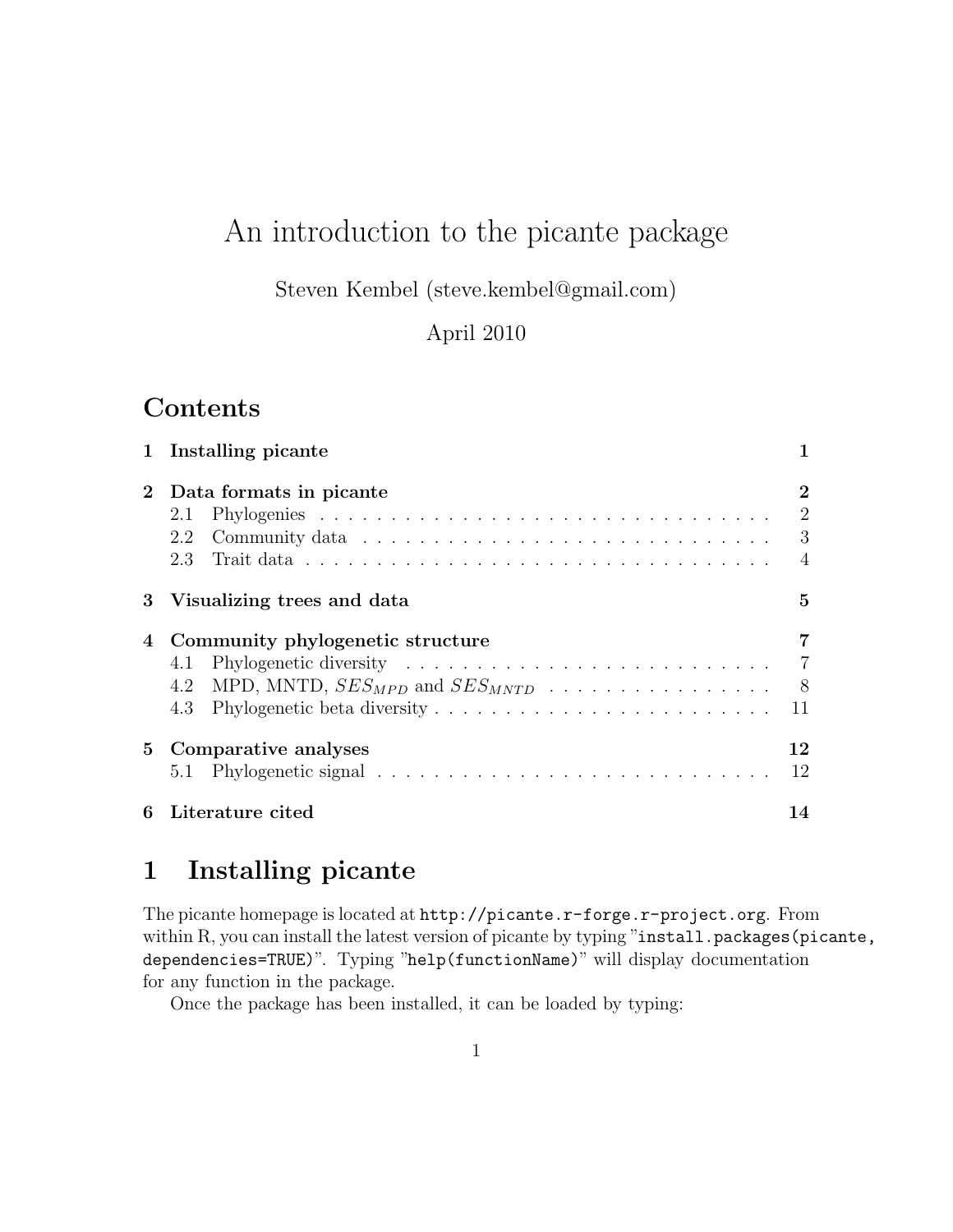# An introduction to the picante package

Steven Kembel (steve.kembel@gmail.com)

April 2010

## Contents

| | | |
|---|---|---|
| **1** | **Installing picante** | **1** |
| **2** | **Data formats in picante** | **2** |
| | 2.1 Phylogenies | 2 |
| | 2.2 Community data | 3 |
| | 2.3 Trait data | 4 |
| **3** | **Visualizing trees and data** | **5** |
| **4** | **Community phylogenetic structure** | **7** |
| | 4.1 Phylogenetic diversity | 7 |
| | 4.2 MPD, MNTD, $SES_{MPD}$ and $SES_{MNTD}$ | 8 |
| | 4.3 Phylogenetic beta diversity | 11 |
| **5** | **Comparative analyses** | **12** |
| | 5.1 Phylogenetic signal | 12 |
| **6** | **Literature cited** | **14** |

## 1 Installing picante

The picante homepage is located at `http://picante.r-forge.r-project.org`. From within R, you can install the latest version of picante by typing "`install.packages(picante, dependencies=TRUE)`". Typing "`help(functionName)`" will display documentation for any function in the package.

Once the package has been installed, it can be loaded by typing: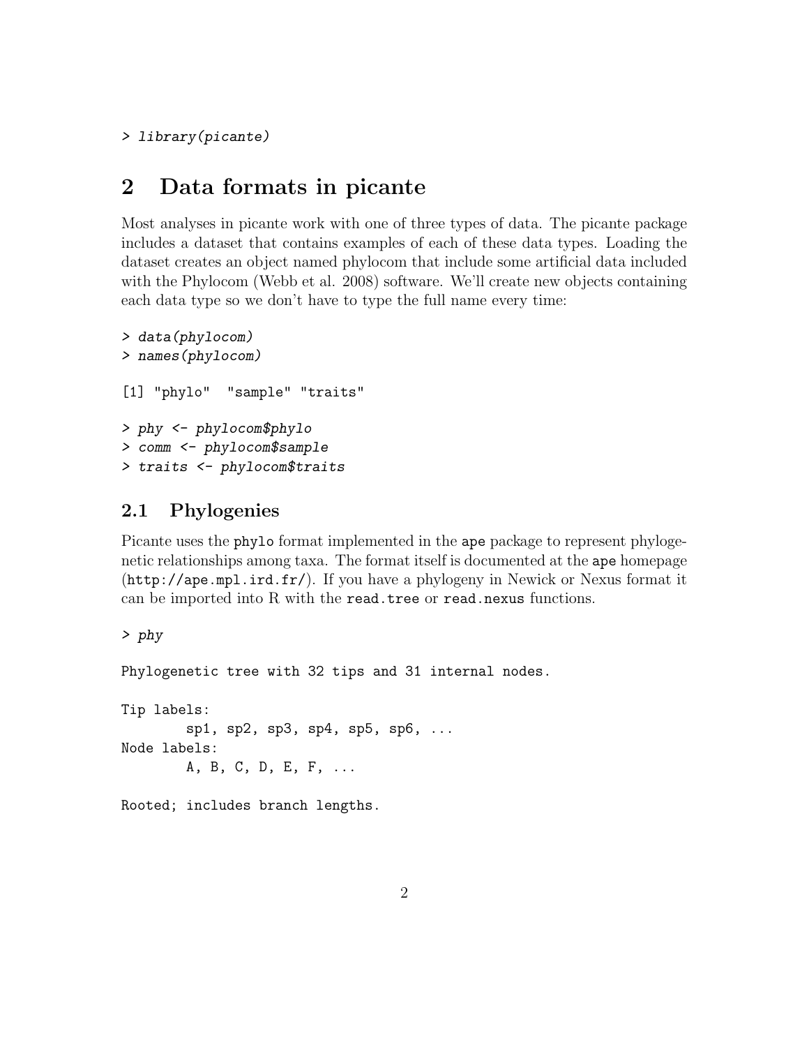```
> library(picante)
```

## 2 Data formats in picante

Most analyses in picante work with one of three types of data. The picante package includes a dataset that contains examples of each of these data types. Loading the dataset creates an object named phylocom that include some artificial data included with the Phylocom (Webb et al. 2008) software. We'll create new objects containing each data type so we don't have to type the full name every time:

```
> data(phylocom)
> names(phylocom)

[1] "phylo"  "sample" "traits"

> phy <- phylocom$phylo
> comm <- phylocom$sample
> traits <- phylocom$traits
```

### 2.1 Phylogenies

Picante uses the `phylo` format implemented in the `ape` package to represent phylogenetic relationships among taxa. The format itself is documented at the `ape` homepage (`http://ape.mpl.ird.fr/`). If you have a phylogeny in Newick or Nexus format it can be imported into R with the `read.tree` or `read.nexus` functions.

```
> phy

Phylogenetic tree with 32 tips and 31 internal nodes.

Tip labels:
        sp1, sp2, sp3, sp4, sp5, sp6, ...
Node labels:
        A, B, C, D, E, F, ...

Rooted; includes branch lengths.
```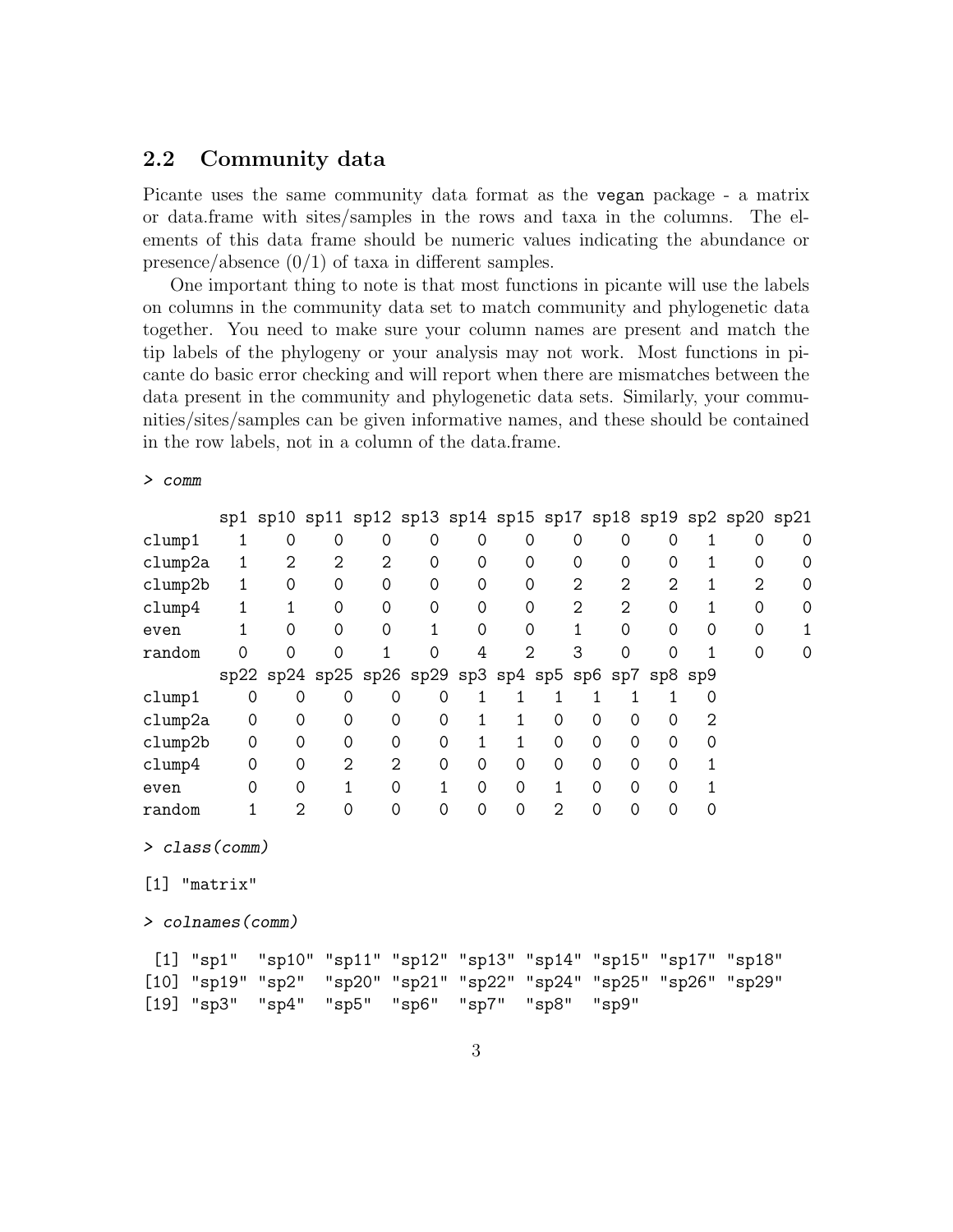## 2.2 Community data

Picante uses the same community data format as the vegan package - a matrix or data.frame with sites/samples in the rows and taxa in the columns. The elements of this data frame should be numeric values indicating the abundance or presence/absence (0/1) of taxa in different samples.

One important thing to note is that most functions in picante will use the labels on columns in the community data set to match community and phylogenetic data together. You need to make sure your column names are present and match the tip labels of the phylogeny or your analysis may not work. Most functions in picante do basic error checking and will report when there are mismatches between the data present in the community and phylogenetic data sets. Similarly, your communities/sites/samples can be given informative names, and these should be contained in the row labels, not in a column of the data.frame.

```
> comm

        sp1 sp10 sp11 sp12 sp13 sp14 sp15 sp17 sp18 sp19 sp2 sp20 sp21
clump1    1    0    0    0    0    0    0    0    0    0   1    0    0
clump2a   1    2    2    2    0    0    0    0    0    0   1    0    0
clump2b   1    0    0    0    0    0    0    2    2    2   1    2    0
clump4    1    1    0    0    0    0    0    2    2    0   1    0    0
even      1    0    0    0    1    0    0    1    0    0   0    0    1
random    0    0    0    1    0    4    2    3    0    0   1    0    0
        sp22 sp24 sp25 sp26 sp29 sp3 sp4 sp5 sp6 sp7 sp8 sp9
clump1     0    0    0    0    0   1   1   1   1   1   1   0
clump2a    0    0    0    0    0   1   1   0   0   0   0   2
clump2b    0    0    0    0    0   1   1   0   0   0   0   0
clump4     0    0    2    2    0   0   0   0   0   0   0   1
even       0    0    1    0    1   0   0   1   0   0   0   1
random     1    2    0    0    0   0   0   2   0   0   0   0

> class(comm)

[1] "matrix"

> colnames(comm)

 [1] "sp1"  "sp10" "sp11" "sp12" "sp13" "sp14" "sp15" "sp17" "sp18"
[10] "sp19" "sp2"  "sp20" "sp21" "sp22" "sp24" "sp25" "sp26" "sp29"
[19] "sp3"  "sp4"  "sp5"  "sp6"  "sp7"  "sp8"  "sp9"
```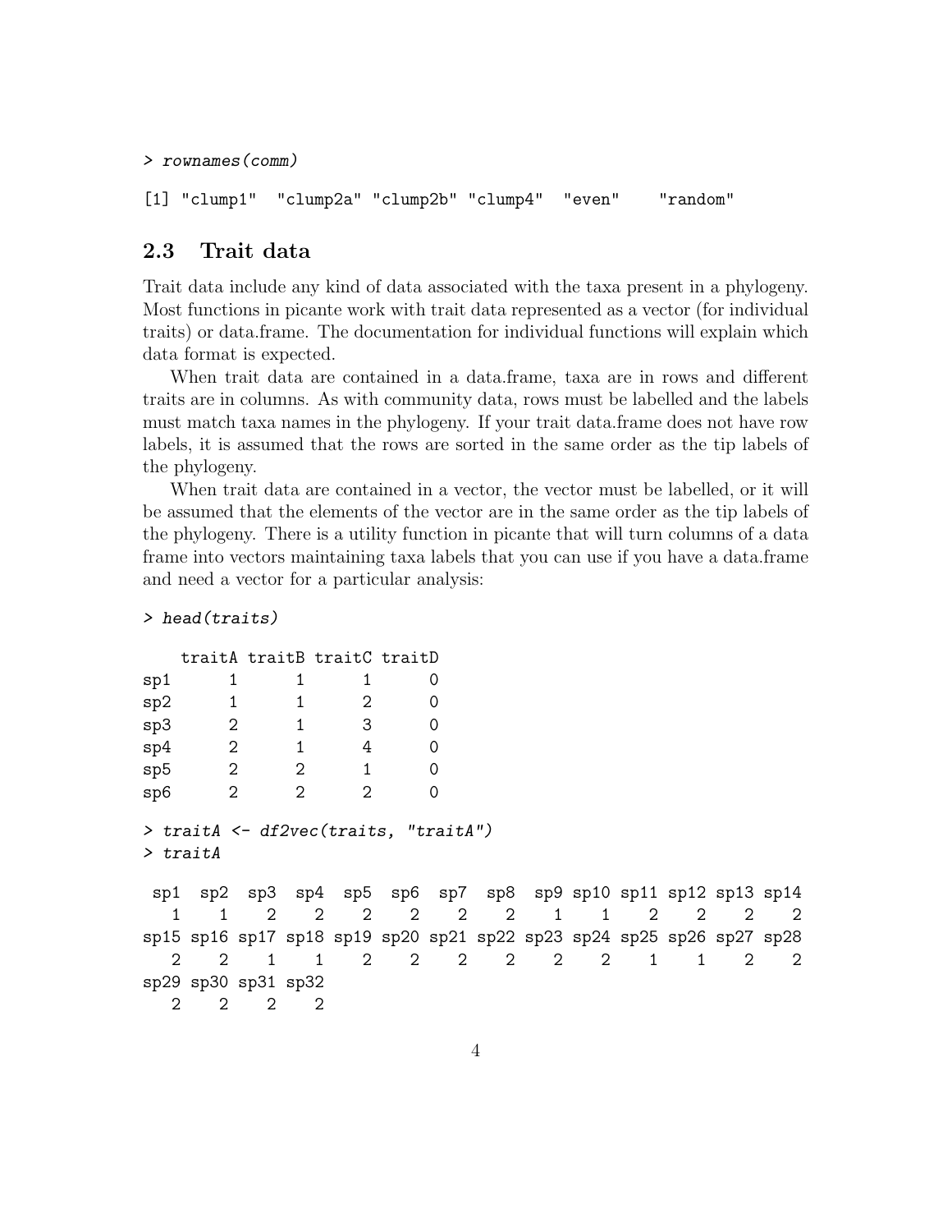```
> rownames(comm)

[1] "clump1"  "clump2a" "clump2b" "clump4"  "even"    "random"
```

### 2.3 Trait data

Trait data include any kind of data associated with the taxa present in a phylogeny. Most functions in picante work with trait data represented as a vector (for individual traits) or data.frame. The documentation for individual functions will explain which data format is expected.

When trait data are contained in a data.frame, taxa are in rows and different traits are in columns. As with community data, rows must be labelled and the labels must match taxa names in the phylogeny. If your trait data.frame does not have row labels, it is assumed that the rows are sorted in the same order as the tip labels of the phylogeny.

When trait data are contained in a vector, the vector must be labelled, or it will be assumed that the elements of the vector are in the same order as the tip labels of the phylogeny. There is a utility function in picante that will turn columns of a data frame into vectors maintaining taxa labels that you can use if you have a data.frame and need a vector for a particular analysis:

```
> head(traits)

    traitA traitB traitC traitD
sp1      1      1      1      0
sp2      1      1      2      0
sp3      2      1      3      0
sp4      2      1      4      0
sp5      2      2      1      0
sp6      2      2      2      0

> traitA <- df2vec(traits, "traitA")
> traitA

 sp1  sp2  sp3  sp4  sp5  sp6  sp7  sp8  sp9 sp10 sp11 sp12 sp13 sp14
   1    1    2    2    2    2    2    2    1    1    2    2    2    2
sp15 sp16 sp17 sp18 sp19 sp20 sp21 sp22 sp23 sp24 sp25 sp26 sp27 sp28
   2    2    1    1    2    2    2    2    2    2    1    1    2    2
sp29 sp30 sp31 sp32
   2    2    2    2
```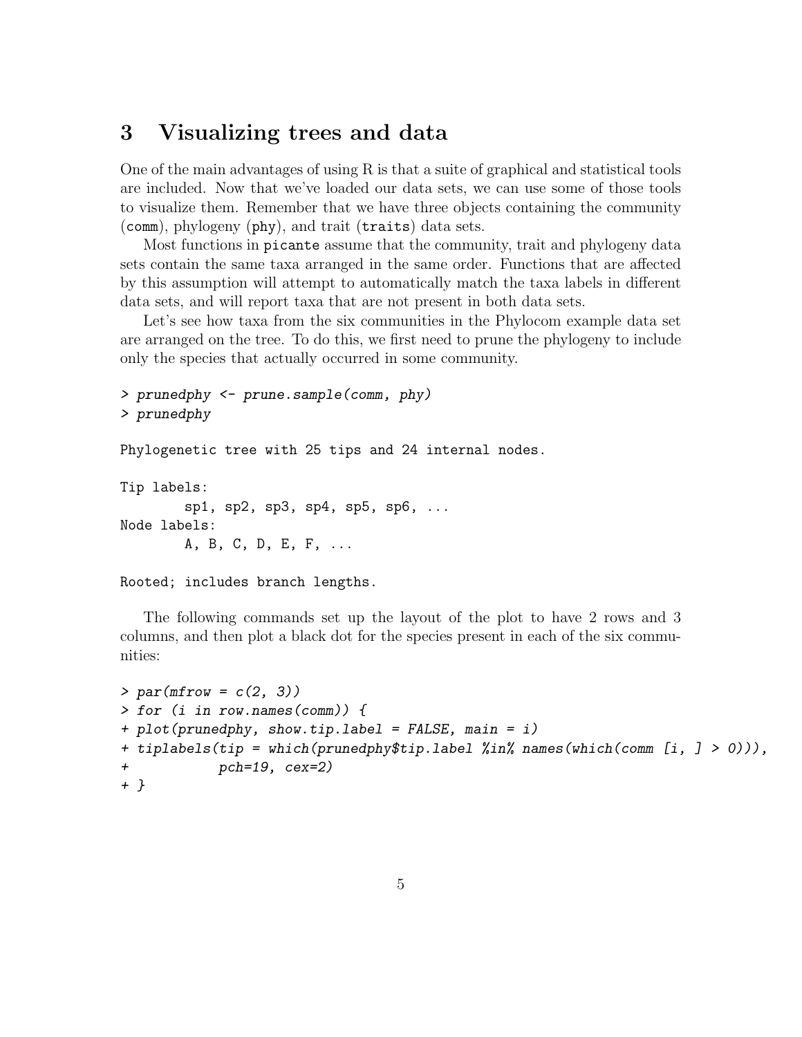## 3 Visualizing trees and data

One of the main advantages of using R is that a suite of graphical and statistical tools are included. Now that we've loaded our data sets, we can use some of those tools to visualize them. Remember that we have three objects containing the community (`comm`), phylogeny (`phy`), and trait (`traits`) data sets.

Most functions in `picante` assume that the community, trait and phylogeny data sets contain the same taxa arranged in the same order. Functions that are affected by this assumption will attempt to automatically match the taxa labels in different data sets, and will report taxa that are not present in both data sets.

Let's see how taxa from the six communities in the Phylocom example data set are arranged on the tree. To do this, we first need to prune the phylogeny to include only the species that actually occurred in some community.

```
> prunedphy <- prune.sample(comm, phy)
> prunedphy

Phylogenetic tree with 25 tips and 24 internal nodes.

Tip labels:
        sp1, sp2, sp3, sp4, sp5, sp6, ...
Node labels:
        A, B, C, D, E, F, ...

Rooted; includes branch lengths.
```

The following commands set up the layout of the plot to have 2 rows and 3 columns, and then plot a black dot for the species present in each of the six communities:

```
> par(mfrow = c(2, 3))
> for (i in row.names(comm)) {
+ plot(prunedphy, show.tip.label = FALSE, main = i)
+ tiplabels(tip = which(prunedphy$tip.label %in% names(which(comm [i, ] > 0))),
+           pch=19, cex=2)
+ }
```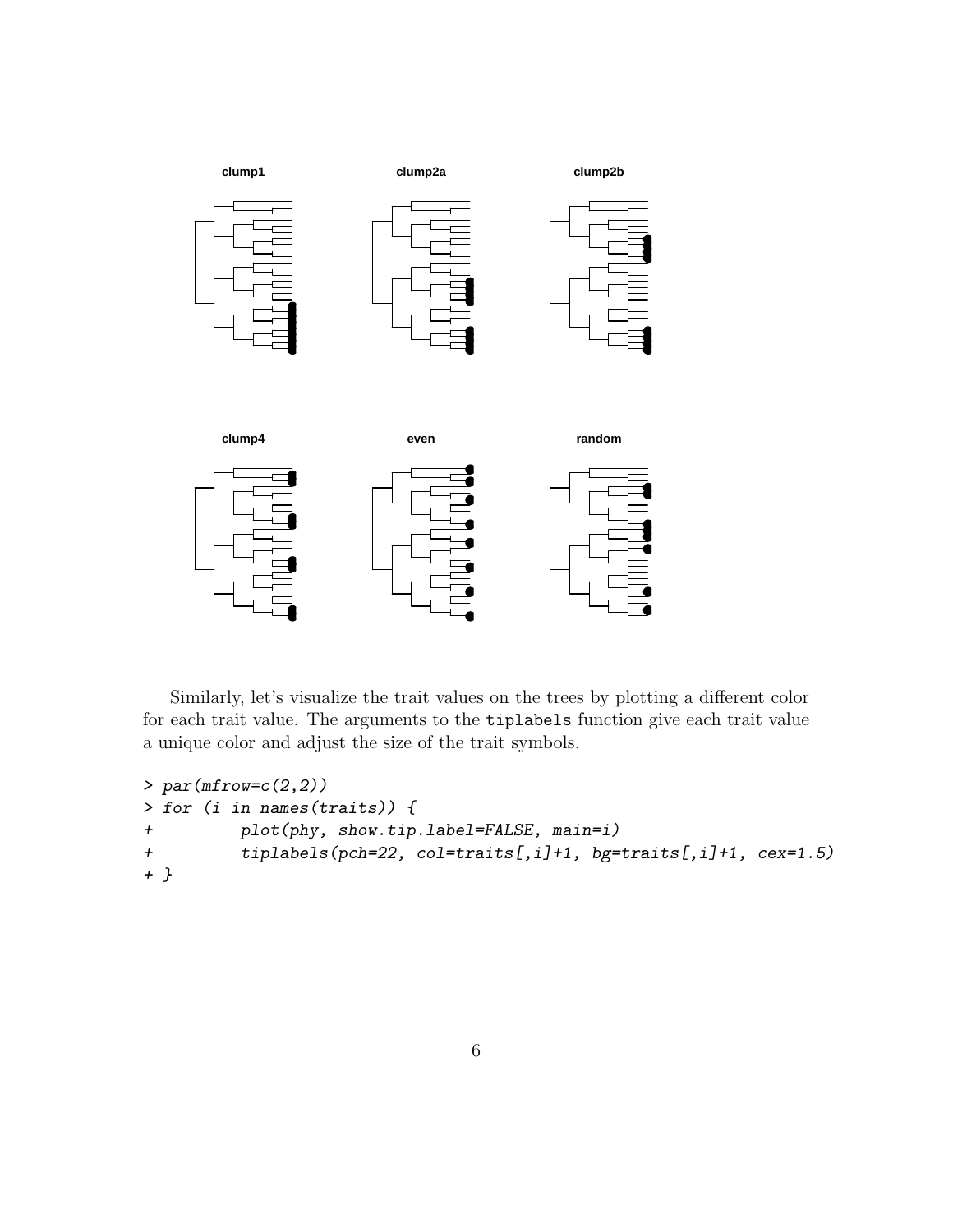clump1 clump2a clump2b

clump4 even random

Similarly, let's visualize the trait values on the trees by plotting a different color for each trait value. The arguments to the `tiplabels` function give each trait value a unique color and adjust the size of the trait symbols.

```
> par(mfrow=c(2,2))
> for (i in names(traits)) {
+         plot(phy, show.tip.label=FALSE, main=i)
+         tiplabels(pch=22, col=traits[,i]+1, bg=traits[,i]+1, cex=1.5)
+ }
```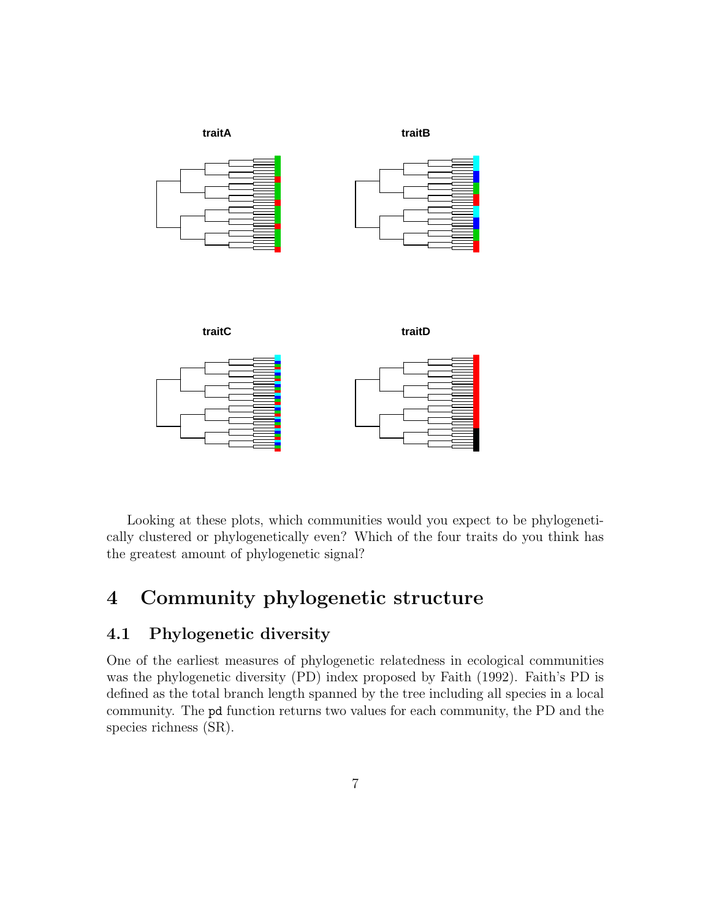Looking at these plots, which communities would you expect to be phylogenetically clustered or phylogenetically even? Which of the four traits do you think has the greatest amount of phylogenetic signal?

# 4 Community phylogenetic structure

## 4.1 Phylogenetic diversity

One of the earliest measures of phylogenetic relatedness in ecological communities was the phylogenetic diversity (PD) index proposed by Faith (1992). Faith's PD is defined as the total branch length spanned by the tree including all species in a local community. The `pd` function returns two values for each community, the PD and the species richness (SR).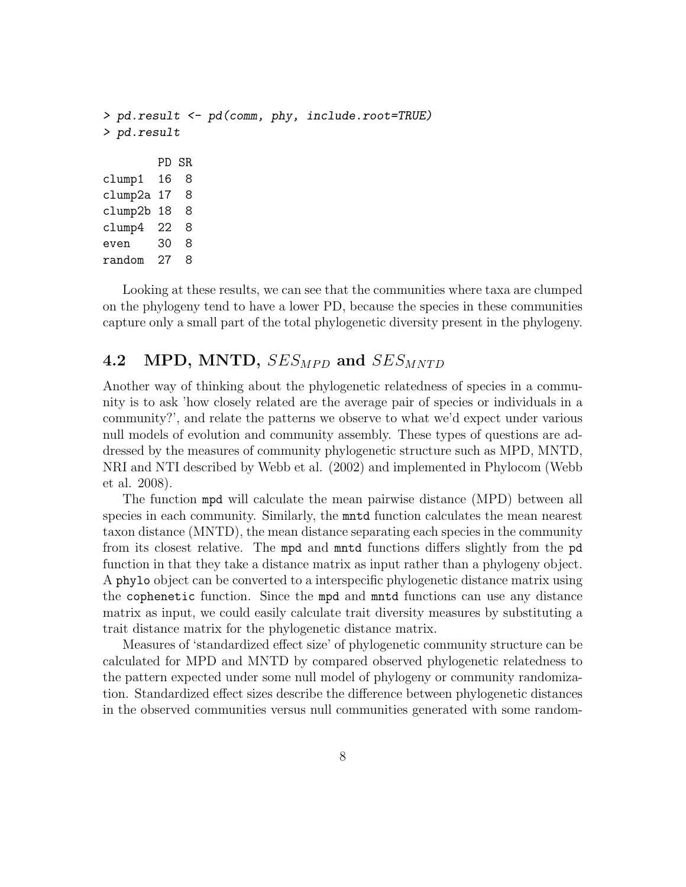```
> pd.result <- pd(comm, phy, include.root=TRUE)
> pd.result

        PD SR
clump1  16  8
clump2a 17  8
clump2b 18  8
clump4  22  8
even    30  8
random  27  8
```

Looking at these results, we can see that the communities where taxa are clumped on the phylogeny tend to have a lower PD, because the species in these communities capture only a small part of the total phylogenetic diversity present in the phylogeny.

## 4.2 MPD, MNTD, $SES_{MPD}$ and $SES_{MNTD}$

Another way of thinking about the phylogenetic relatedness of species in a community is to ask 'how closely related are the average pair of species or individuals in a community?', and relate the patterns we observe to what we'd expect under various null models of evolution and community assembly. These types of questions are addressed by the measures of community phylogenetic structure such as MPD, MNTD, NRI and NTI described by Webb et al. (2002) and implemented in Phylocom (Webb et al. 2008).

The function `mpd` will calculate the mean pairwise distance (MPD) between all species in each community. Similarly, the `mntd` function calculates the mean nearest taxon distance (MNTD), the mean distance separating each species in the community from its closest relative. The `mpd` and `mntd` functions differs slightly from the `pd` function in that they take a distance matrix as input rather than a phylogeny object. A `phylo` object can be converted to a interspecific phylogenetic distance matrix using the `cophenetic` function. Since the `mpd` and `mntd` functions can use any distance matrix as input, we could easily calculate trait diversity measures by substituting a trait distance matrix for the phylogenetic distance matrix.

Measures of 'standardized effect size' of phylogenetic community structure can be calculated for MPD and MNTD by compared observed phylogenetic relatedness to the pattern expected under some null model of phylogeny or community randomization. Standardized effect sizes describe the difference between phylogenetic distances in the observed communities versus null communities generated with some random-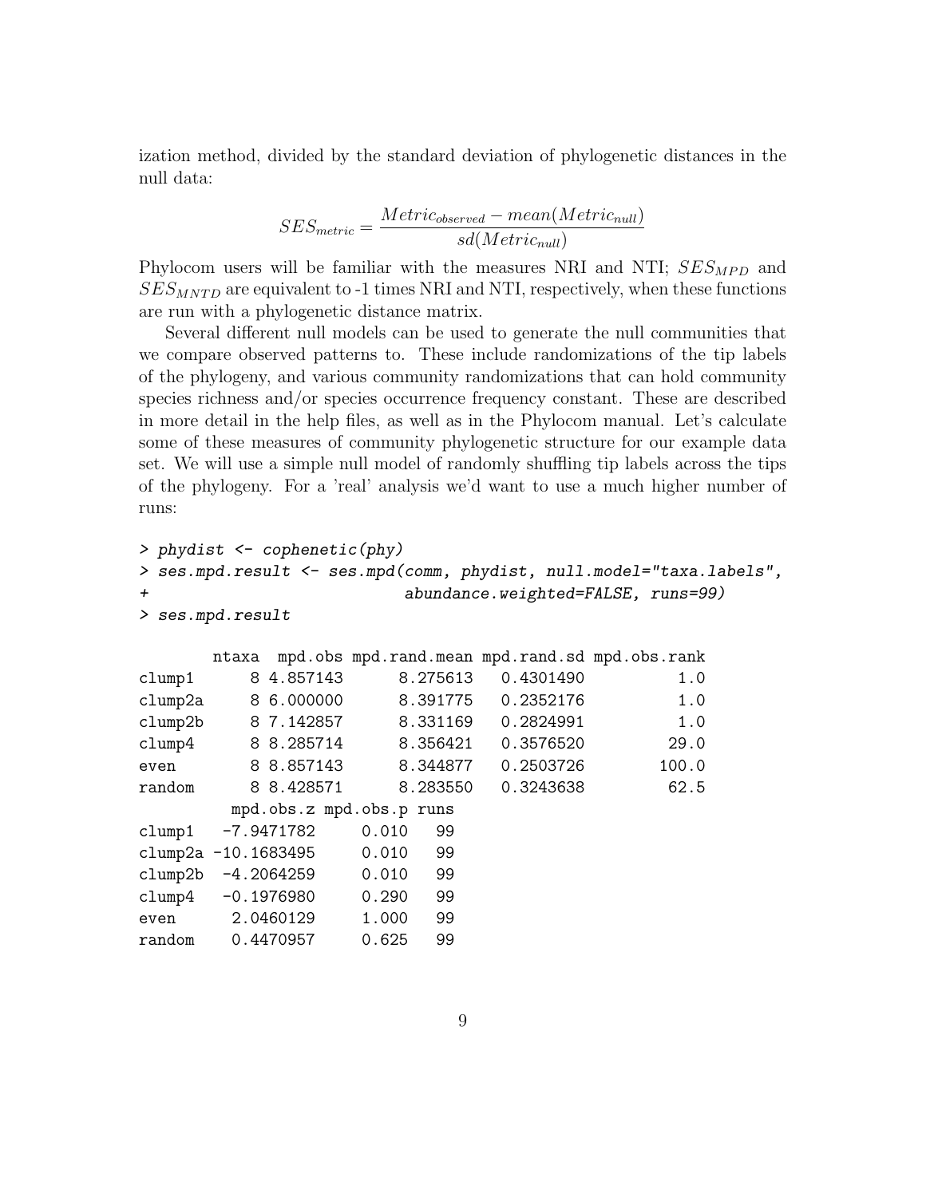ization method, divided by the standard deviation of phylogenetic distances in the null data:

$$SES_{metric} = \frac{Metric_{observed} - mean(Metric_{null})}{sd(Metric_{null})}$$

Phylocom users will be familiar with the measures NRI and NTI; $SES_{MPD}$ and $SES_{MNTD}$ are equivalent to -1 times NRI and NTI, respectively, when these functions are run with a phylogenetic distance matrix.

Several different null models can be used to generate the null communities that we compare observed patterns to. These include randomizations of the tip labels of the phylogeny, and various community randomizations that can hold community species richness and/or species occurrence frequency constant. These are described in more detail in the help files, as well as in the Phylocom manual. Let's calculate some of these measures of community phylogenetic structure for our example data set. We will use a simple null model of randomly shuffling tip labels across the tips of the phylogeny. For a 'real' analysis we'd want to use a much higher number of runs:

```
> phydist <- cophenetic(phy)
> ses.mpd.result <- ses.mpd(comm, phydist, null.model="taxa.labels",
+                           abundance.weighted=FALSE, runs=99)
> ses.mpd.result

        ntaxa  mpd.obs mpd.rand.mean mpd.rand.sd mpd.obs.rank
clump1      8 4.857143      8.275613   0.4301490          1.0
clump2a     8 6.000000      8.391775   0.2352176          1.0
clump2b     8 7.142857      8.331169   0.2824991          1.0
clump4      8 8.285714      8.356421   0.3576520         29.0
even        8 8.857143      8.344877   0.2503726        100.0
random      8 8.428571      8.283550   0.3243638         62.5
          mpd.obs.z mpd.obs.p runs
clump1   -7.9471782     0.010   99
clump2a -10.1683495     0.010   99
clump2b  -4.2064259     0.010   99
clump4   -0.1976980     0.290   99
even      2.0460129     1.000   99
random    0.4470957     0.625   99
```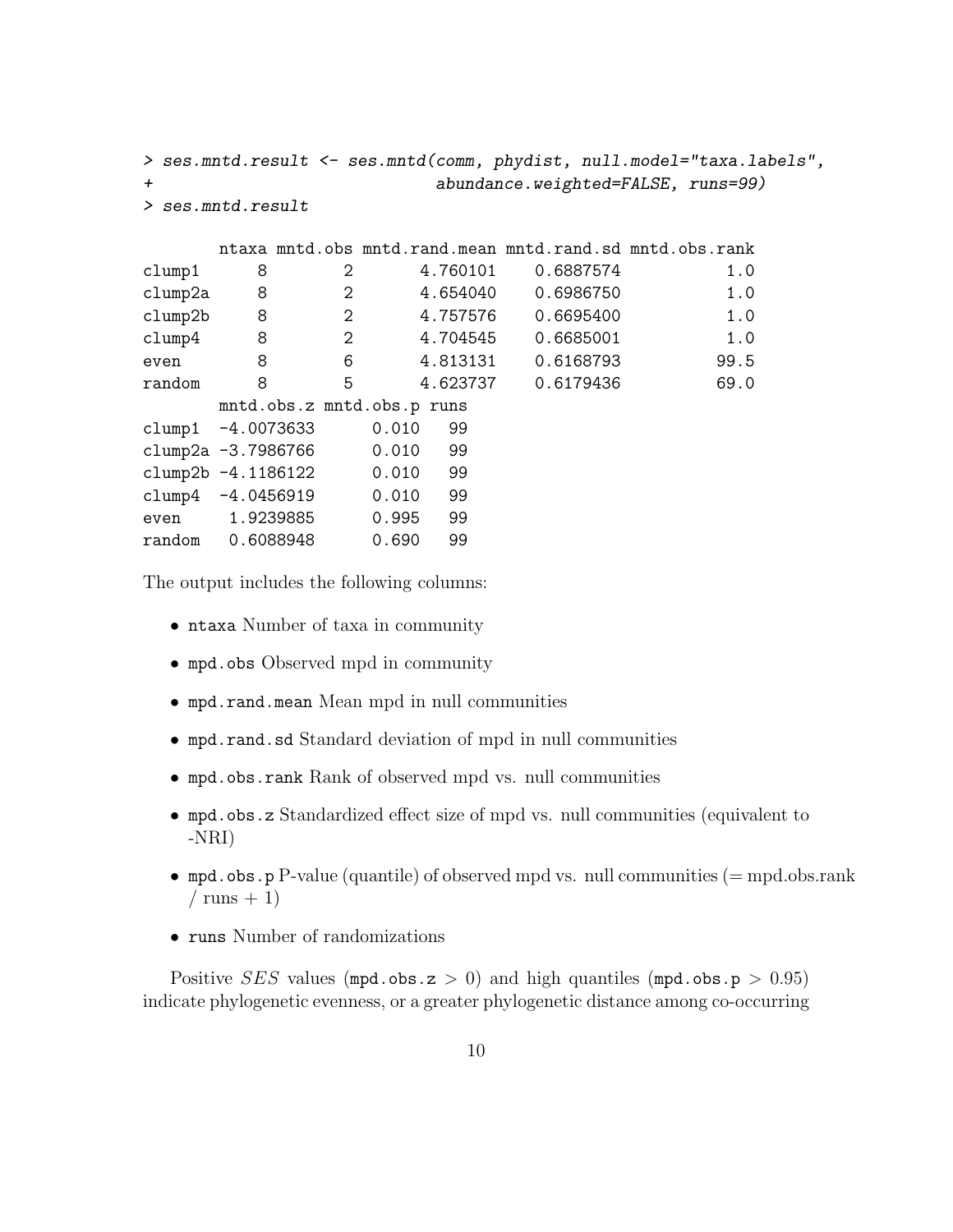```
> ses.mntd.result <- ses.mntd(comm, phydist, null.model="taxa.labels",
+                             abundance.weighted=FALSE, runs=99)
> ses.mntd.result

        ntaxa mntd.obs mntd.rand.mean mntd.rand.sd mntd.obs.rank
clump1      8        2       4.760101    0.6887574           1.0
clump2a     8        2       4.654040    0.6986750           1.0
clump2b     8        2       4.757576    0.6695400           1.0
clump4      8        2       4.704545    0.6685001           1.0
even        8        6       4.813131    0.6168793          99.5
random      8        5       4.623737    0.6179436          69.0
        mntd.obs.z mntd.obs.p runs
clump1  -4.0073633      0.010   99
clump2a -3.7986766      0.010   99
clump2b -4.1186122      0.010   99
clump4  -4.0456919      0.010   99
even     1.9239885      0.995   99
random   0.6088948      0.690   99
```

The output includes the following columns:

- `ntaxa` Number of taxa in community
- `mpd.obs` Observed mpd in community
- `mpd.rand.mean` Mean mpd in null communities
- `mpd.rand.sd` Standard deviation of mpd in null communities
- `mpd.obs.rank` Rank of observed mpd vs. null communities
- `mpd.obs.z` Standardized effect size of mpd vs. null communities (equivalent to -NRI)
- `mpd.obs.p` P-value (quantile) of observed mpd vs. null communities (= mpd.obs.rank / runs + 1)
- `runs` Number of randomizations

Positive $SES$ values (`mpd.obs.z` $> 0$) and high quantiles (`mpd.obs.p` $> 0.95$) indicate phylogenetic evenness, or a greater phylogenetic distance among co-occurring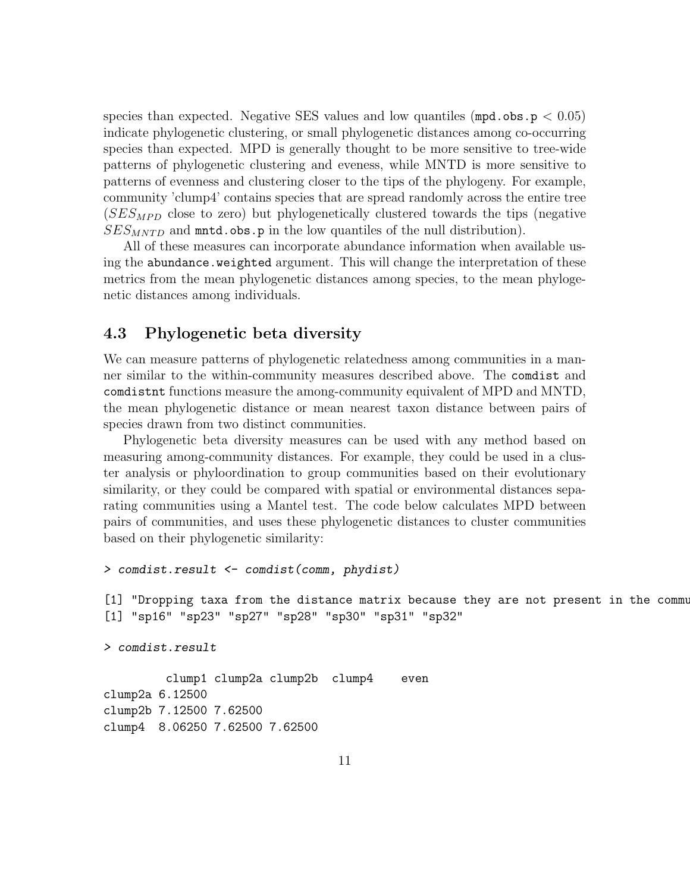species than expected. Negative SES values and low quantiles (`mpd.obs.p` $< 0.05$) indicate phylogenetic clustering, or small phylogenetic distances among co-occurring species than expected. MPD is generally thought to be more sensitive to tree-wide patterns of phylogenetic clustering and eveness, while MNTD is more sensitive to patterns of evenness and clustering closer to the tips of the phylogeny. For example, community 'clump4' contains species that are spread randomly across the entire tree ($SES_{MPD}$ close to zero) but phylogenetically clustered towards the tips (negative $SES_{MNTD}$ and `mntd.obs.p` in the low quantiles of the null distribution).

All of these measures can incorporate abundance information when available using the `abundance.weighted` argument. This will change the interpretation of these metrics from the mean phylogenetic distances among species, to the mean phylogenetic distances among individuals.

## 4.3 Phylogenetic beta diversity

We can measure patterns of phylogenetic relatedness among communities in a manner similar to the within-community measures described above. The `comdist` and `comdistnt` functions measure the among-community equivalent of MPD and MNTD, the mean phylogenetic distance or mean nearest taxon distance between pairs of species drawn from two distinct communities.

Phylogenetic beta diversity measures can be used with any method based on measuring among-community distances. For example, they could be used in a cluster analysis or phyloordination to group communities based on their evolutionary similarity, or they could be compared with spatial or environmental distances separating communities using a Mantel test. The code below calculates MPD between pairs of communities, and uses these phylogenetic distances to cluster communities based on their phylogenetic similarity:

```
> comdist.result <- comdist(comm, phydist)

[1] "Dropping taxa from the distance matrix because they are not present in the commu
[1] "sp16" "sp23" "sp27" "sp28" "sp30" "sp31" "sp32"

> comdist.result

        clump1 clump2a clump2b  clump4    even
clump2a 6.12500
clump2b 7.12500 7.62500
clump4  8.06250 7.62500 7.62500
```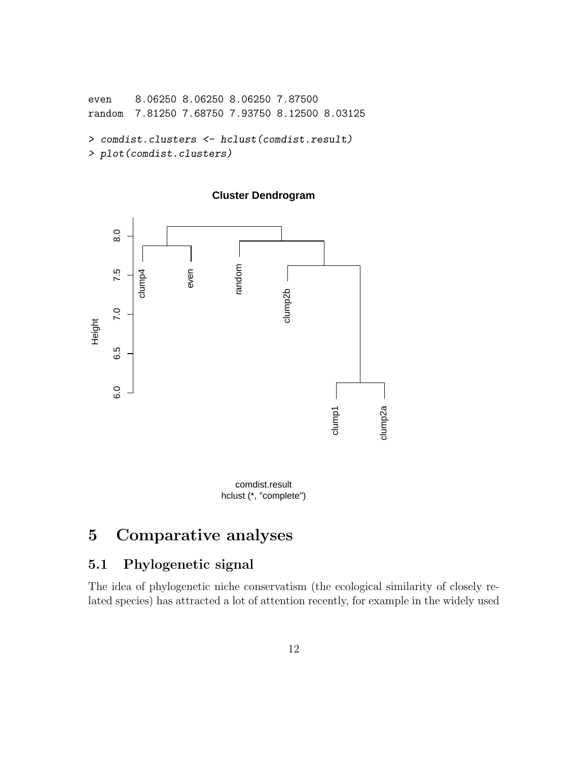```
even    8.06250 8.06250 8.06250 7.87500
random  7.81250 7.68750 7.93750 8.12500 8.03125

> comdist.clusters <- hclust(comdist.result)
> plot(comdist.clusters)
```

# 5 Comparative analyses

## 5.1 Phylogenetic signal

The idea of phylogenetic niche conservatism (the ecological similarity of closely related species) has attracted a lot of attention recently, for example in the widely used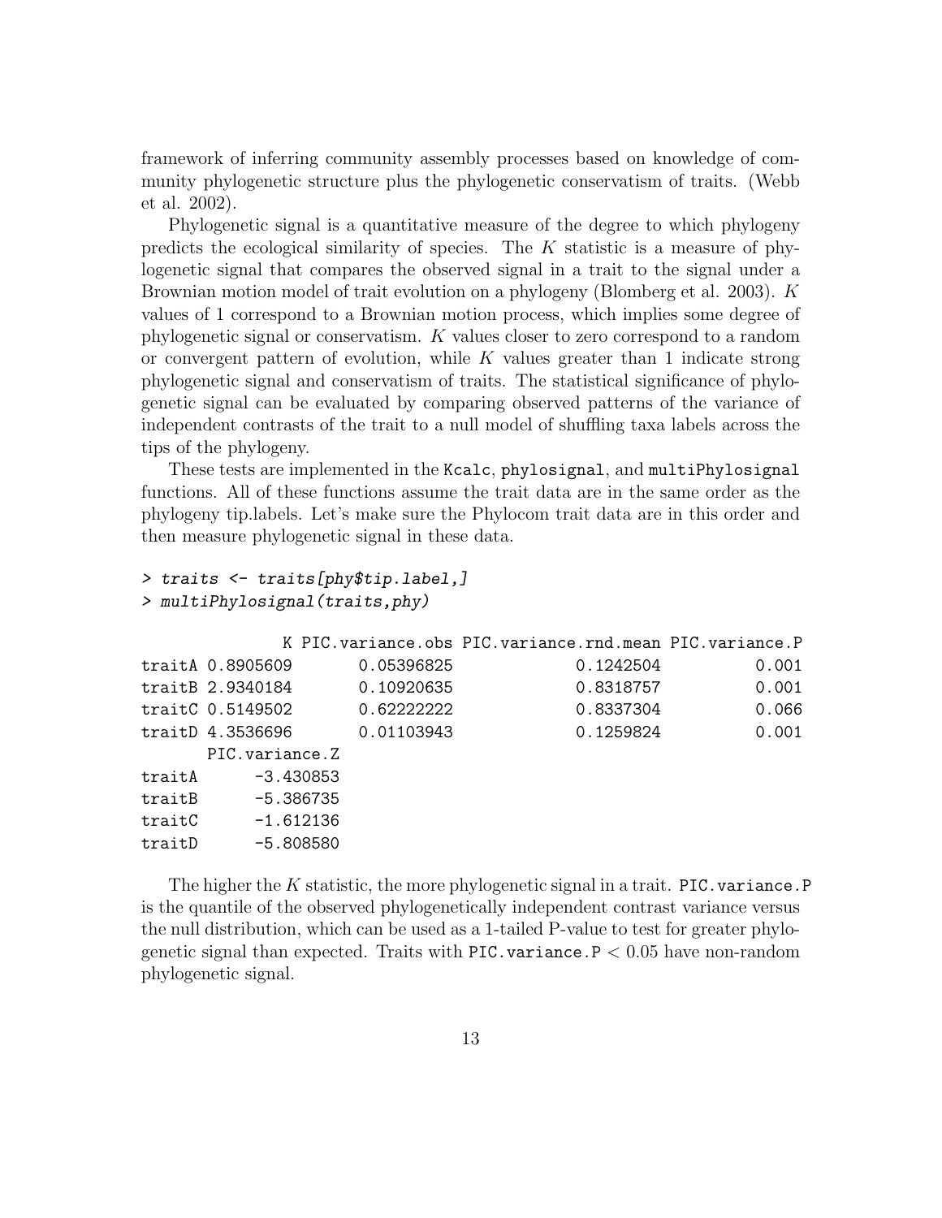framework of inferring community assembly processes based on knowledge of community phylogenetic structure plus the phylogenetic conservatism of traits. (Webb et al. 2002).

Phylogenetic signal is a quantitative measure of the degree to which phylogeny predicts the ecological similarity of species. The $K$ statistic is a measure of phylogenetic signal that compares the observed signal in a trait to the signal under a Brownian motion model of trait evolution on a phylogeny (Blomberg et al. 2003). $K$ values of 1 correspond to a Brownian motion process, which implies some degree of phylogenetic signal or conservatism. $K$ values closer to zero correspond to a random or convergent pattern of evolution, while $K$ values greater than 1 indicate strong phylogenetic signal and conservatism of traits. The statistical significance of phylogenetic signal can be evaluated by comparing observed patterns of the variance of independent contrasts of the trait to a null model of shuffling taxa labels across the tips of the phylogeny.

These tests are implemented in the `Kcalc`, `phylosignal`, and `multiPhylosignal` functions. All of these functions assume the trait data are in the same order as the phylogeny tip.labels. Let's make sure the Phylocom trait data are in this order and then measure phylogenetic signal in these data.

```
> traits <- traits[phy$tip.label,]
> multiPhylosignal(traits,phy)

               K PIC.variance.obs PIC.variance.rnd.mean PIC.variance.P
traitA 0.8905609       0.05396825             0.1242504          0.001
traitB 2.9340184       0.10920635             0.8318757          0.001
traitC 0.5149502       0.62222222             0.8337304          0.066
traitD 4.3536696       0.01103943             0.1259824          0.001
       PIC.variance.Z
traitA      -3.430853
traitB      -5.386735
traitC      -1.612136
traitD      -5.808580
```

The higher the $K$ statistic, the more phylogenetic signal in a trait. `PIC.variance.P` is the quantile of the observed phylogenetically independent contrast variance versus the null distribution, which can be used as a 1-tailed P-value to test for greater phylogenetic signal than expected. Traits with `PIC.variance.P` $< 0.05$ have non-random phylogenetic signal.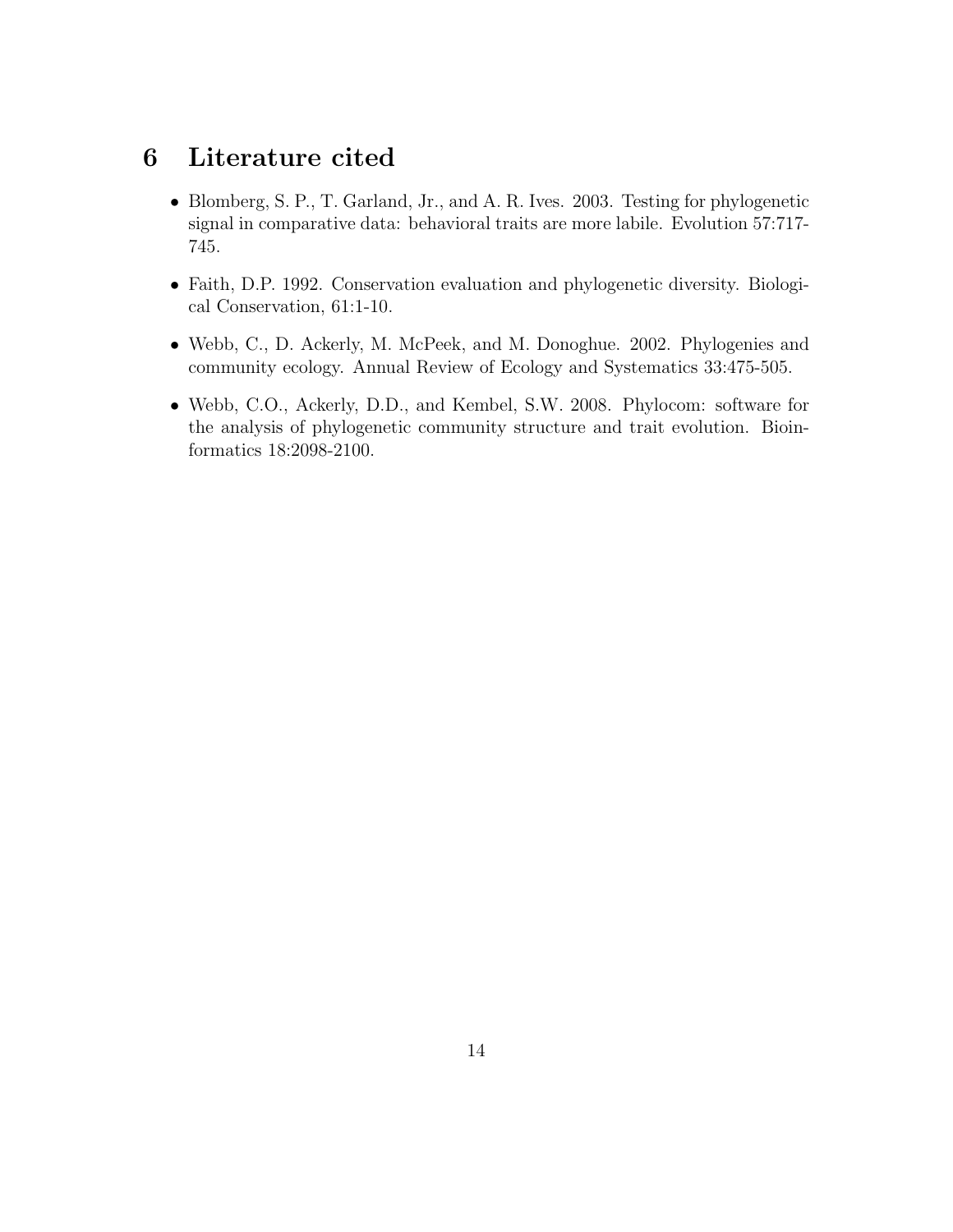# 6 Literature cited

- Blomberg, S. P., T. Garland, Jr., and A. R. Ives. 2003. Testing for phylogenetic signal in comparative data: behavioral traits are more labile. Evolution 57:717-745.
- Faith, D.P. 1992. Conservation evaluation and phylogenetic diversity. Biological Conservation, 61:1-10.
- Webb, C., D. Ackerly, M. McPeek, and M. Donoghue. 2002. Phylogenies and community ecology. Annual Review of Ecology and Systematics 33:475-505.
- Webb, C.O., Ackerly, D.D., and Kembel, S.W. 2008. Phylocom: software for the analysis of phylogenetic community structure and trait evolution. Bioinformatics 18:2098-2100.